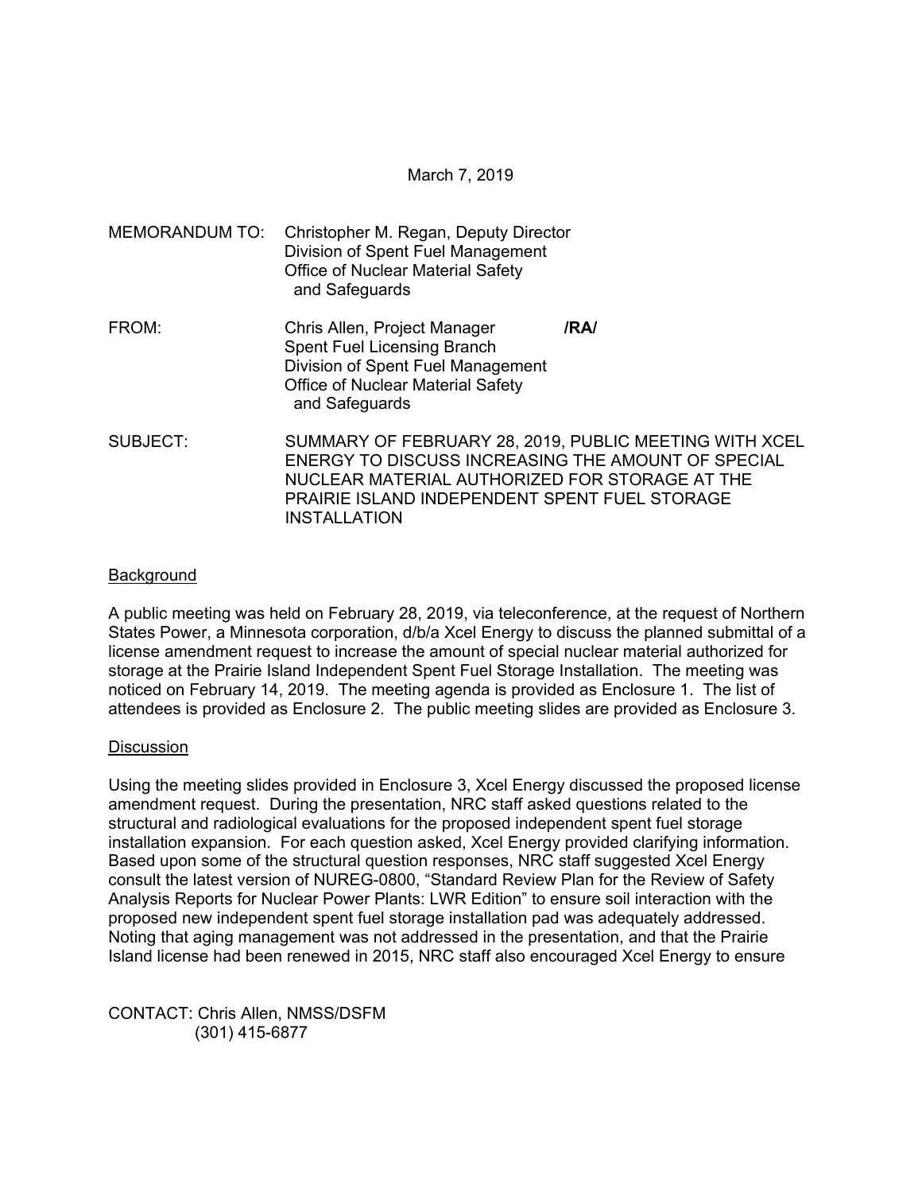March 7, 2019

MEMORANDUM TO: Christopher M. Regan, Deputy Director
Division of Spent Fuel Management
Office of Nuclear Material Safety
and Safeguards

FROM: Chris Allen, Project Manager **/RA/**
Spent Fuel Licensing Branch
Division of Spent Fuel Management
Office of Nuclear Material Safety
and Safeguards

SUBJECT: SUMMARY OF FEBRUARY 28, 2019, PUBLIC MEETING WITH XCEL ENERGY TO DISCUSS INCREASING THE AMOUNT OF SPECIAL NUCLEAR MATERIAL AUTHORIZED FOR STORAGE AT THE PRAIRIE ISLAND INDEPENDENT SPENT FUEL STORAGE INSTALLATION

<u>Background</u>

A public meeting was held on February 28, 2019, via teleconference, at the request of Northern States Power, a Minnesota corporation, d/b/a Xcel Energy to discuss the planned submittal of a license amendment request to increase the amount of special nuclear material authorized for storage at the Prairie Island Independent Spent Fuel Storage Installation. The meeting was noticed on February 14, 2019. The meeting agenda is provided as Enclosure 1. The list of attendees is provided as Enclosure 2. The public meeting slides are provided as Enclosure 3.

<u>Discussion</u>

Using the meeting slides provided in Enclosure 3, Xcel Energy discussed the proposed license amendment request. During the presentation, NRC staff asked questions related to the structural and radiological evaluations for the proposed independent spent fuel storage installation expansion. For each question asked, Xcel Energy provided clarifying information. Based upon some of the structural question responses, NRC staff suggested Xcel Energy consult the latest version of NUREG-0800, "Standard Review Plan for the Review of Safety Analysis Reports for Nuclear Power Plants: LWR Edition" to ensure soil interaction with the proposed new independent spent fuel storage installation pad was adequately addressed. Noting that aging management was not addressed in the presentation, and that the Prairie Island license had been renewed in 2015, NRC staff also encouraged Xcel Energy to ensure

CONTACT: Chris Allen, NMSS/DSFM
(301) 415-6877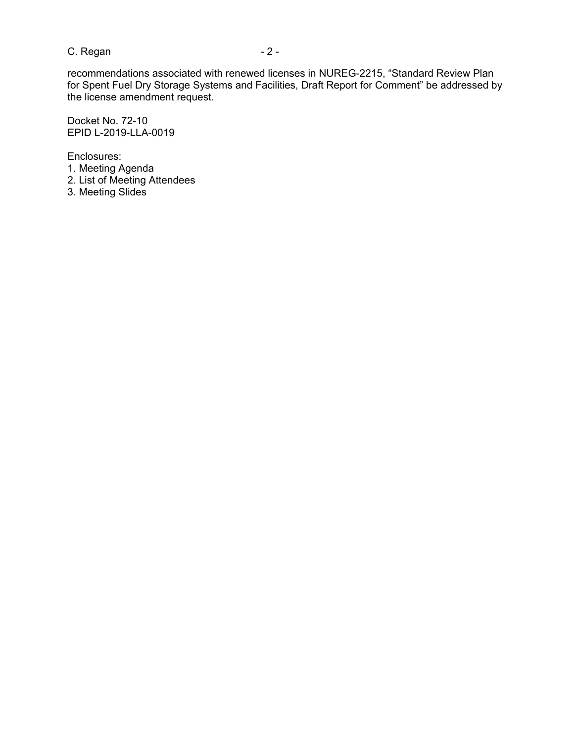recommendations associated with renewed licenses in NUREG-2215, "Standard Review Plan for Spent Fuel Dry Storage Systems and Facilities, Draft Report for Comment" be addressed by the license amendment request.

Docket No. 72-10
EPID L-2019-LLA-0019

Enclosures:
1. Meeting Agenda
2. List of Meeting Attendees
3. Meeting Slides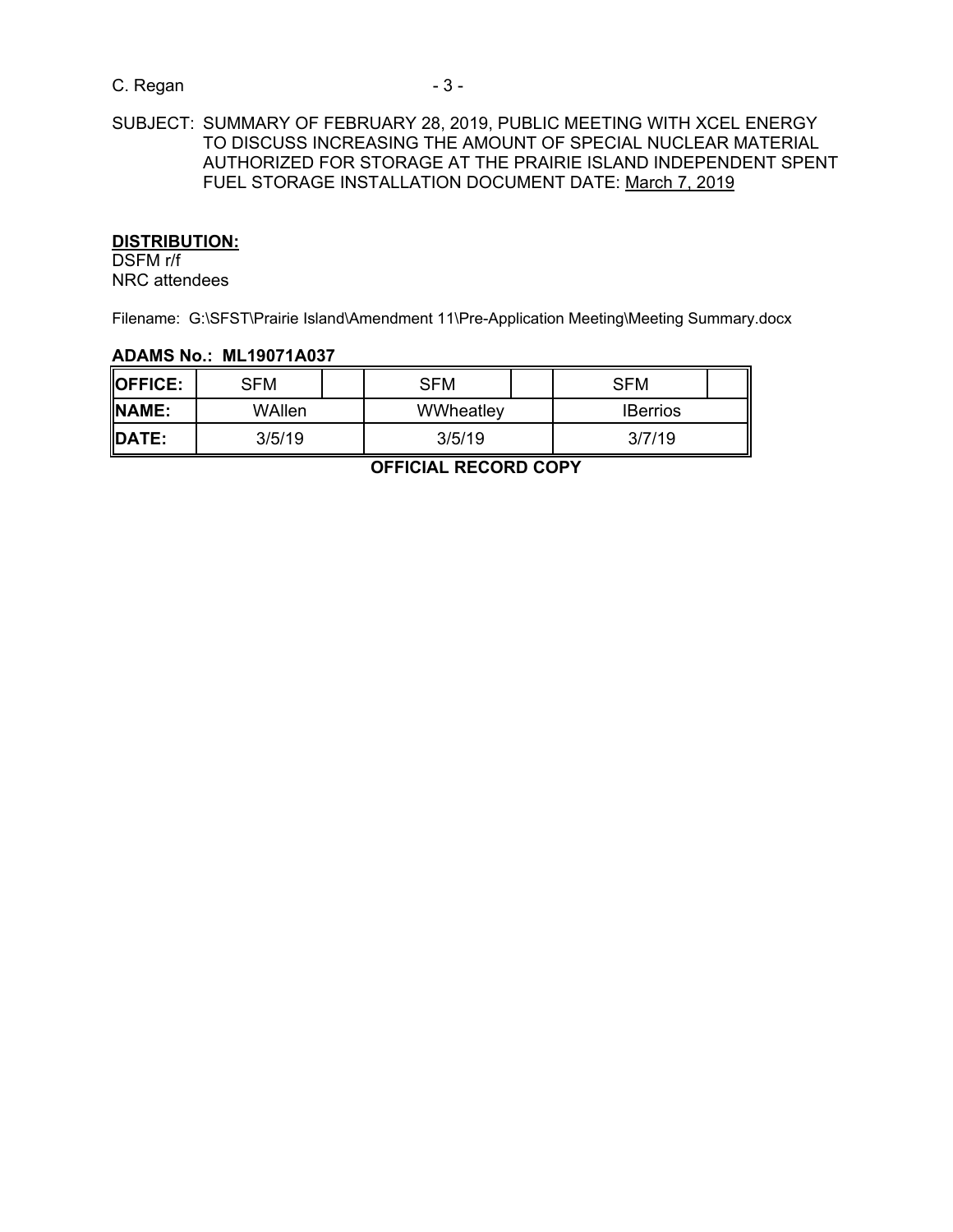SUBJECT: SUMMARY OF FEBRUARY 28, 2019, PUBLIC MEETING WITH XCEL ENERGY TO DISCUSS INCREASING THE AMOUNT OF SPECIAL NUCLEAR MATERIAL AUTHORIZED FOR STORAGE AT THE PRAIRIE ISLAND INDEPENDENT SPENT FUEL STORAGE INSTALLATION DOCUMENT DATE: March 7, 2019

**DISTRIBUTION:**
DSFM r/f
NRC attendees

Filename: G:\SFST\Prairie Island\Amendment 11\Pre-Application Meeting\Meeting Summary.docx

**ADAMS No.: ML19071A037**

| **OFFICE:** | SFM | | SFM | | SFM | |
|---|---|---|---|---|---|---|
| **NAME:** | WAllen | | WWheatley | | IBerrios | |
| **DATE:** | 3/5/19 | | 3/5/19 | | 3/7/19 | |

**OFFICIAL RECORD COPY**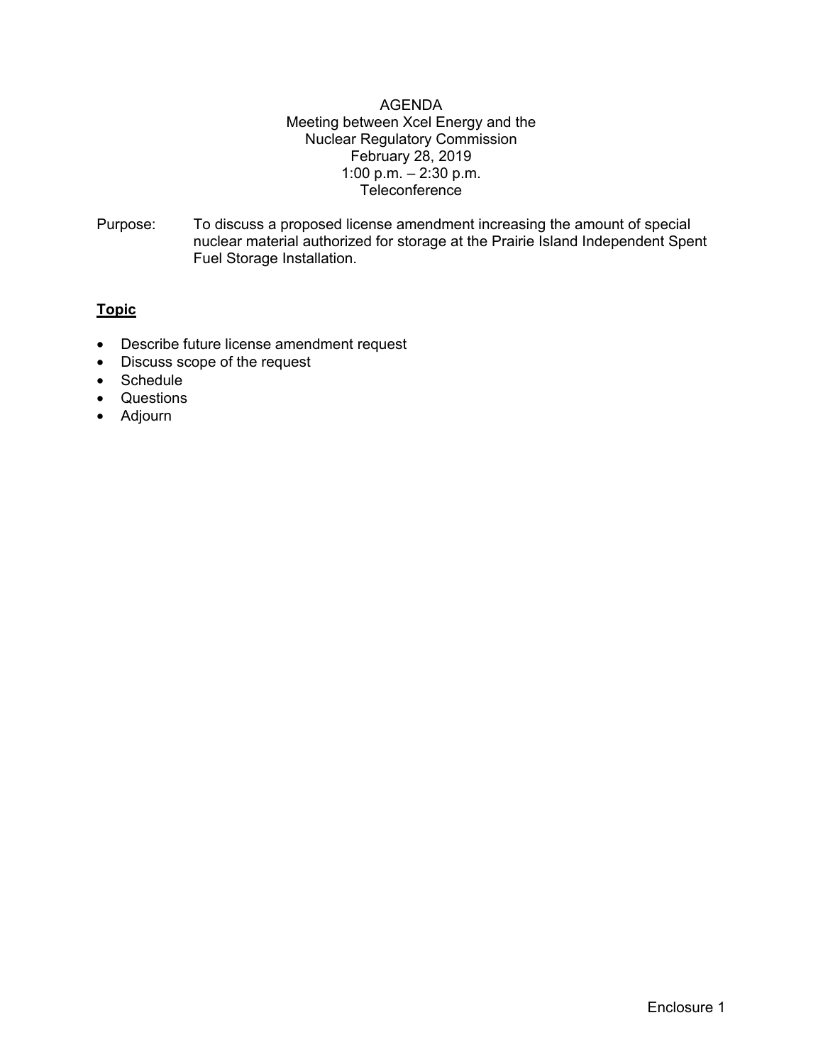AGENDA
Meeting between Xcel Energy and the
Nuclear Regulatory Commission
February 28, 2019
1:00 p.m. – 2:30 p.m.
Teleconference

Purpose: To discuss a proposed license amendment increasing the amount of special nuclear material authorized for storage at the Prairie Island Independent Spent Fuel Storage Installation.

**<u>Topic</u>**

- Describe future license amendment request
- Discuss scope of the request
- Schedule
- Questions
- Adjourn

Enclosure 1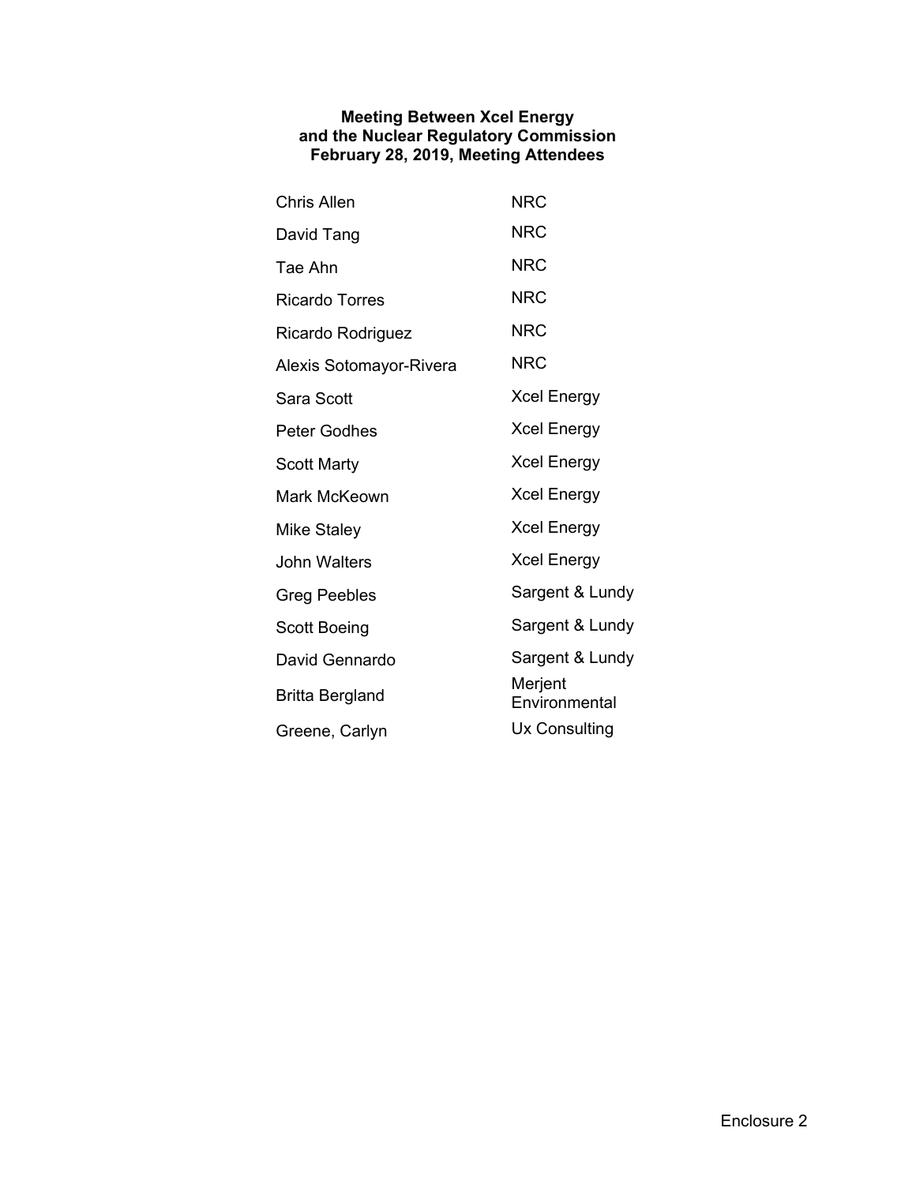**Meeting Between Xcel Energy and the Nuclear Regulatory Commission February 28, 2019, Meeting Attendees**

| | |
|---|---|
| Chris Allen | NRC |
| David Tang | NRC |
| Tae Ahn | NRC |
| Ricardo Torres | NRC |
| Ricardo Rodriguez | NRC |
| Alexis Sotomayor-Rivera | NRC |
| Sara Scott | Xcel Energy |
| Peter Godhes | Xcel Energy |
| Scott Marty | Xcel Energy |
| Mark McKeown | Xcel Energy |
| Mike Staley | Xcel Energy |
| John Walters | Xcel Energy |
| Greg Peebles | Sargent & Lundy |
| Scott Boeing | Sargent & Lundy |
| David Gennardo | Sargent & Lundy |
| Britta Bergland | Merjent Environmental |
| Greene, Carlyn | Ux Consulting |

Enclosure 2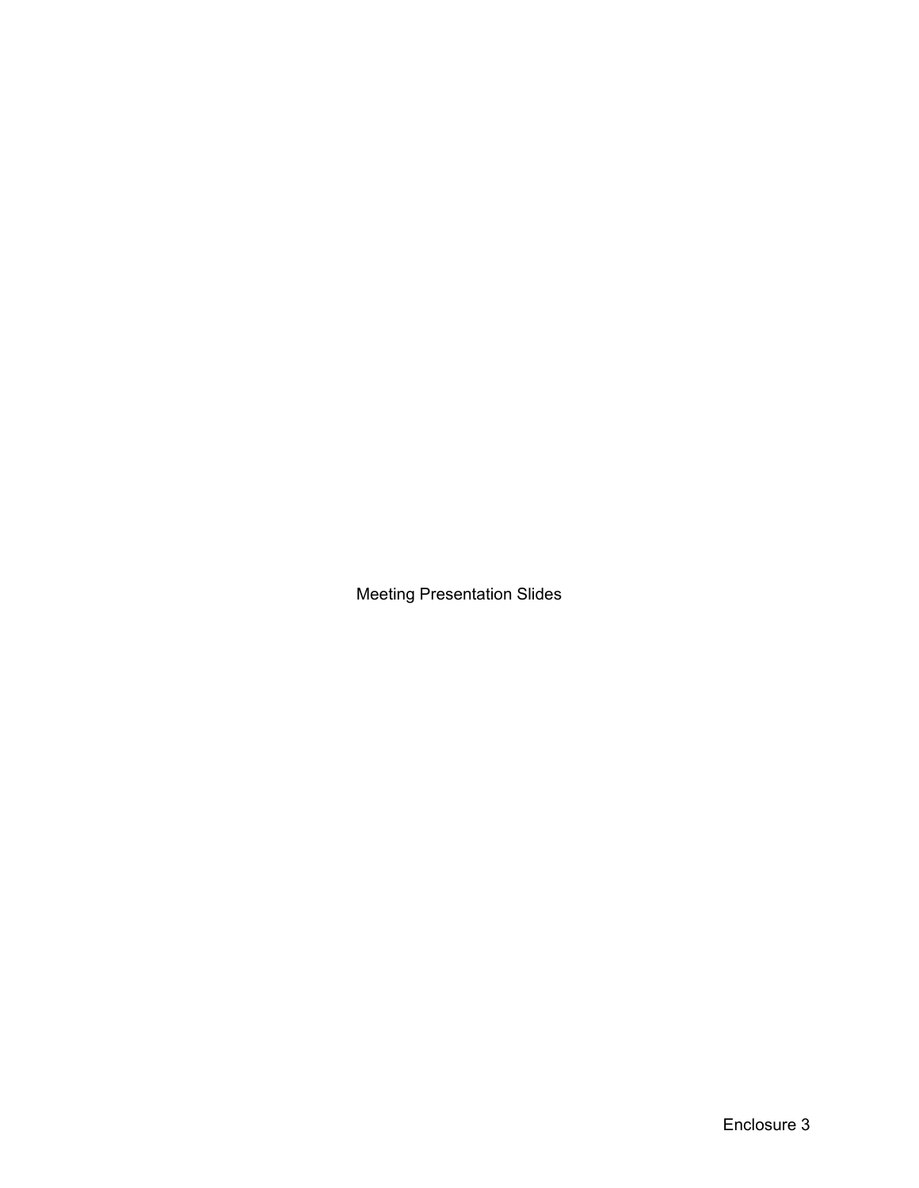Meeting Presentation Slides

Enclosure 3